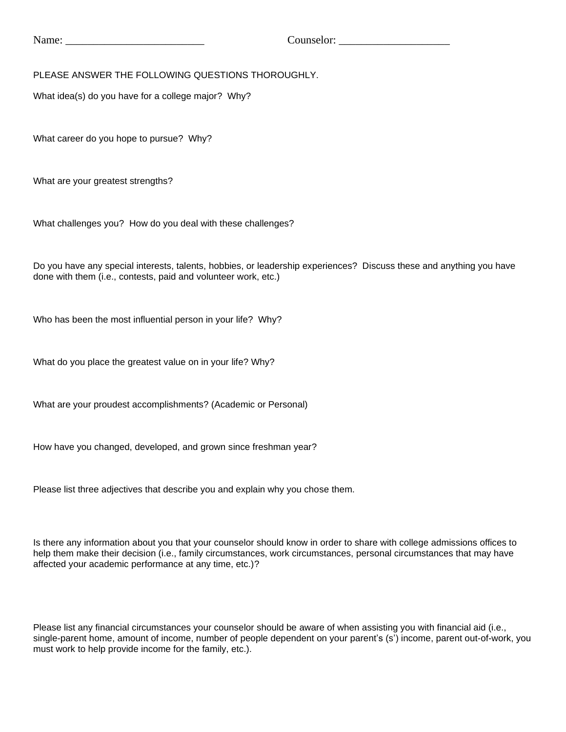Name: _________________________ Counselor: ____________________

PLEASE ANSWER THE FOLLOWING QUESTIONS THOROUGHLY.

What idea(s) do you have for a college major? Why?

What career do you hope to pursue? Why?

What are your greatest strengths?

What challenges you? How do you deal with these challenges?

Do you have any special interests, talents, hobbies, or leadership experiences? Discuss these and anything you have done with them (i.e., contests, paid and volunteer work, etc.)

Who has been the most influential person in your life? Why?

What do you place the greatest value on in your life? Why?

What are your proudest accomplishments? (Academic or Personal)

How have you changed, developed, and grown since freshman year?

Please list three adjectives that describe you and explain why you chose them.

Is there any information about you that your counselor should know in order to share with college admissions offices to help them make their decision (i.e., family circumstances, work circumstances, personal circumstances that may have affected your academic performance at any time, etc.)?

Please list any financial circumstances your counselor should be aware of when assisting you with financial aid (i.e., single-parent home, amount of income, number of people dependent on your parent's (s') income, parent out-of-work, you must work to help provide income for the family, etc.).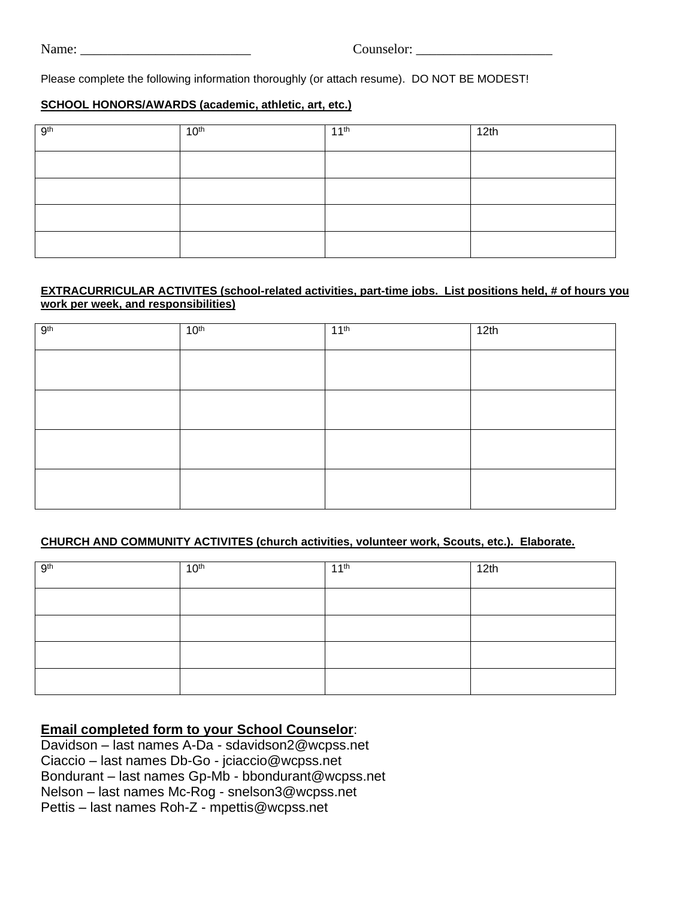Name: _________________________ Counselor: ____________________

Please complete the following information thoroughly (or attach resume). DO NOT BE MODEST!

**SCHOOL HONORS/AWARDS (academic, athletic, art, etc.)**

| 9th | 10th | 11th | 12th |
| --- | --- | --- | --- |
| | | | |
| | | | |
| | | | |
| | | | |

**EXTRACURRICULAR ACTIVITES (school-related activities, part-time jobs. List positions held, # of hours you work per week, and responsibilities)**

| 9th | 10th | 11th | 12th |
| --- | --- | --- | --- |
| | | | |
| | | | |
| | | | |
| | | | |

**CHURCH AND COMMUNITY ACTIVITES (church activities, volunteer work, Scouts, etc.). Elaborate.**

| 9th | 10th | 11th | 12th |
| --- | --- | --- | --- |
| | | | |
| | | | |
| | | | |
| | | | |

**Email completed form to your School Counselor**:
Davidson – last names A-Da - sdavidson2@wcpss.net
Ciaccio – last names Db-Go - jciaccio@wcpss.net
Bondurant – last names Gp-Mb - bbondurant@wcpss.net
Nelson – last names Mc-Rog - snelson3@wcpss.net
Pettis – last names Roh-Z - mpettis@wcpss.net